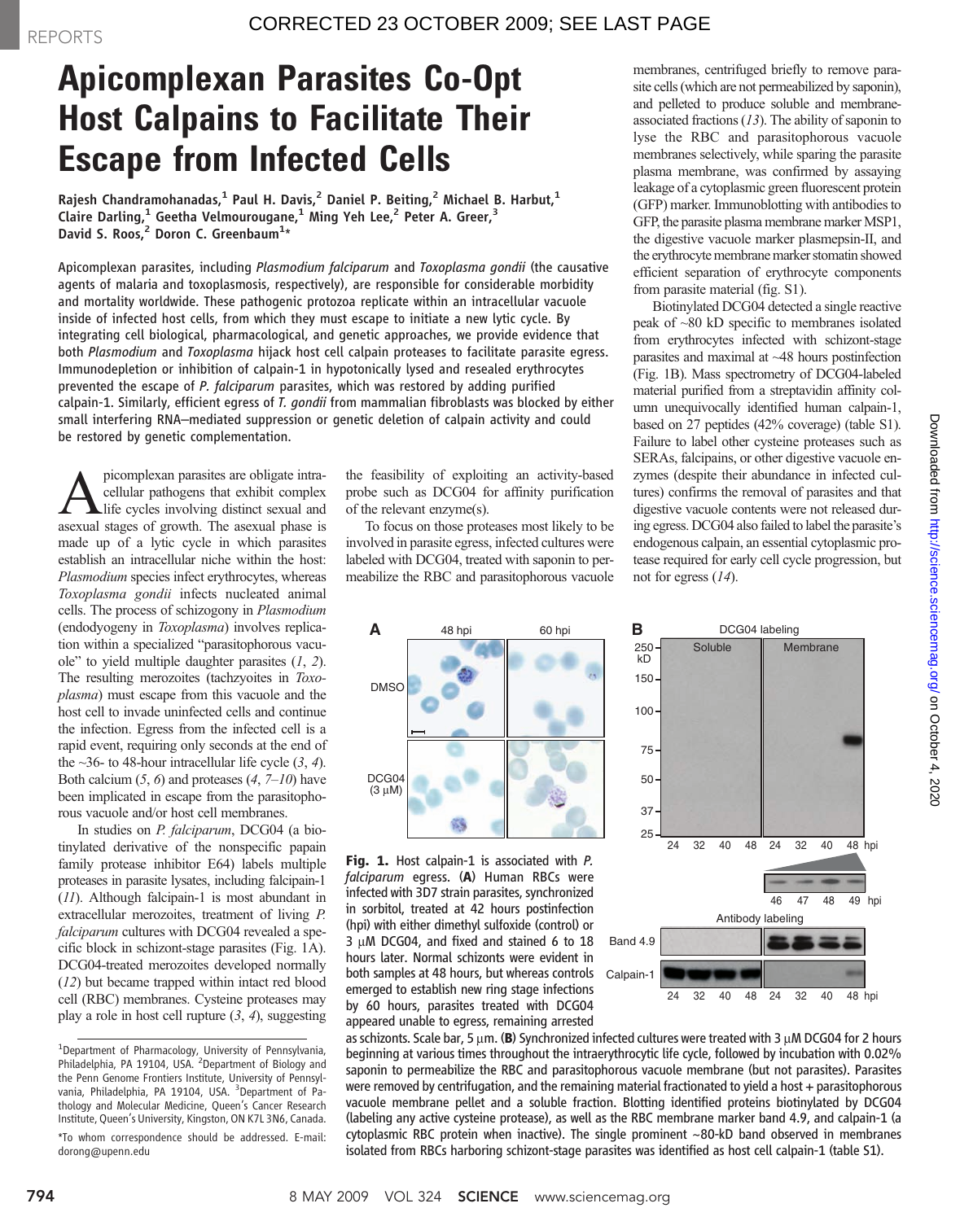# Apicomplexan Parasites Co-Opt Host Calpains to Facilitate Their Escape from Infected Cells

Rajesh Chandramohanadas,[1] Paul H. Davis,[2] Daniel P. Beiting,[2] Michael B. Harbut,[1] Claire Darling,[1] Geetha Velmourougane,[1] Ming Yeh Lee,[2] Peter A. Greer,[3] David S. Roos,[2] Doron C. Greenbaum[1]*

Apicomplexan parasites, including *Plasmodium falciparum* and *Toxoplasma gondii* (the causative agents of malaria and toxoplasmosis, respectively), are responsible for considerable morbidity and mortality worldwide. These pathogenic protozoa replicate within an intracellular vacuole inside of infected host cells, from which they must escape to initiate a new lytic cycle. By integrating cell biological, pharmacological, and genetic approaches, we provide evidence that both *Plasmodium* and *Toxoplasma* hijack host cell calpain proteases to facilitate parasite egress. Immunodepletion or inhibition of calpain-1 in hypotonically lysed and resealed erythrocytes prevented the escape of *P. falciparum* parasites, which was restored by adding purified calpain-1. Similarly, efficient egress of *T. gondii* from mammalian fibroblasts was blocked by either small interfering RNA–mediated suppression or genetic deletion of calpain activity and could be restored by genetic complementation.

Apicomplexan parasites are obligate intracellular pathogens that exhibit complex life cycles involving distinct sexual and asexual stages of growth. The asexual phase is made up of a lytic cycle in which parasites establish an intracellular niche within the host: *Plasmodium* species infect erythrocytes, whereas *Toxoplasma gondii* infects nucleated animal cells. The process of schizogony in *Plasmodium* (endodyogeny in *Toxoplasma*) involves replication within a specialized "parasitophorous vacuole" to yield multiple daughter parasites (*1*, *2*). The resulting merozoites (tachzyoites in *Toxoplasma*) must escape from this vacuole and the host cell to invade uninfected cells and continue the infection. Egress from the infected cell is a rapid event, requiring only seconds at the end of the ~36- to 48-hour intracellular life cycle (*3*, *4*). Both calcium (*5*, *6*) and proteases (*4*, *7–10*) have been implicated in escape from the parasitophorous vacuole and/or host cell membranes.

In studies on *P. falciparum*, DCG04 (a biotinylated derivative of the nonspecific papain family protease inhibitor E64) labels multiple proteases in parasite lysates, including falcipain-1 (*11*). Although falcipain-1 is most abundant in extracellular merozoites, treatment of living *P. falciparum* cultures with DCG04 revealed a specific block in schizont-stage parasites (Fig. 1A). DCG04-treated merozoites developed normally (*12*) but became trapped within intact red blood cell (RBC) membranes. Cysteine proteases may play a role in host cell rupture (*3*, *4*), suggesting the feasibility of exploiting an activity-based probe such as DCG04 for affinity purification of the relevant enzyme(s).

To focus on those proteases most likely to be involved in parasite egress, infected cultures were labeled with DCG04, treated with saponin to permeabilize the RBC and parasitophorous vacuole membranes, centrifuged briefly to remove parasite cells (which are not permeabilized by saponin), and pelleted to produce soluble and membrane-associated fractions (*13*). The ability of saponin to lyse the RBC and parasitophorous vacuole membranes selectively, while sparing the parasite plasma membrane, was confirmed by assaying leakage of a cytoplasmic green fluorescent protein (GFP) marker. Immunoblotting with antibodies to GFP, the parasite plasma membrane marker MSP1, the digestive vacuole marker plasmepsin-II, and the erythrocyte membrane marker stomatin showed efficient separation of erythrocyte components from parasite material (fig. S1).

Biotinylated DCG04 detected a single reactive peak of ~80 kD specific to membranes isolated from erythrocytes infected with schizont-stage parasites and maximal at ~48 hours postinfection (Fig. 1B). Mass spectrometry of DCG04-labeled material purified from a streptavidin affinity column unequivocally identified human calpain-1, based on 27 peptides (42% coverage) (table S1). Failure to label other cysteine proteases such as SERAs, falcipains, or other digestive vacuole enzymes (despite their abundance in infected cultures) confirms the removal of parasites and that digestive vacuole contents were not released during egress. DCG04 also failed to label the parasite's endogenous calpain, an essential cytoplasmic protease required for early cell cycle progression, but not for egress (*14*).

**Fig. 1.** Host calpain-1 is associated with *P. falciparum* egress. (**A**) Human RBCs were infected with 3D7 strain parasites, synchronized in sorbitol, treated at 42 hours postinfection (hpi) with either dimethyl sulfoxide (control) or 3 μM DCG04, and fixed and stained 6 to 18 hours later. Normal schizonts were evident in both samples at 48 hours, but whereas controls emerged to establish new ring stage infections by 60 hours, parasites treated with DCG04 appeared unable to egress, remaining arrested as schizonts. Scale bar, 5 μm. (**B**) Synchronized infected cultures were treated with 3 μM DCG04 for 2 hours beginning at various times throughout the intraerythrocytic life cycle, followed by incubation with 0.02% saponin to permeabilize the RBC and parasitophorous vacuole membrane (but not parasites). Parasites were removed by centrifugation, and the remaining material fractionated to yield a host + parasitophorous vacuole membrane pellet and a soluble fraction. Blotting identified proteins biotinylated by DCG04 (labeling any active cysteine protease), as well as the RBC membrane marker band 4.9, and calpain-1 (a cytoplasmic RBC protein when inactive). The single prominent ~80-kD band observed in membranes isolated from RBCs harboring schizont-stage parasites was identified as host cell calpain-1 (table S1).

[1]Department of Pharmacology, University of Pennsylvania, Philadelphia, PA 19104, USA. [2]Department of Biology and the Penn Genome Frontiers Institute, University of Pennsylvania, Philadelphia, PA 19104, USA. [3]Department of Pathology and Molecular Medicine, Queen's Cancer Research Institute, Queen's University, Kingston, ON K7L 3N6, Canada.

*To whom correspondence should be addressed. E-mail: dorong@upenn.edu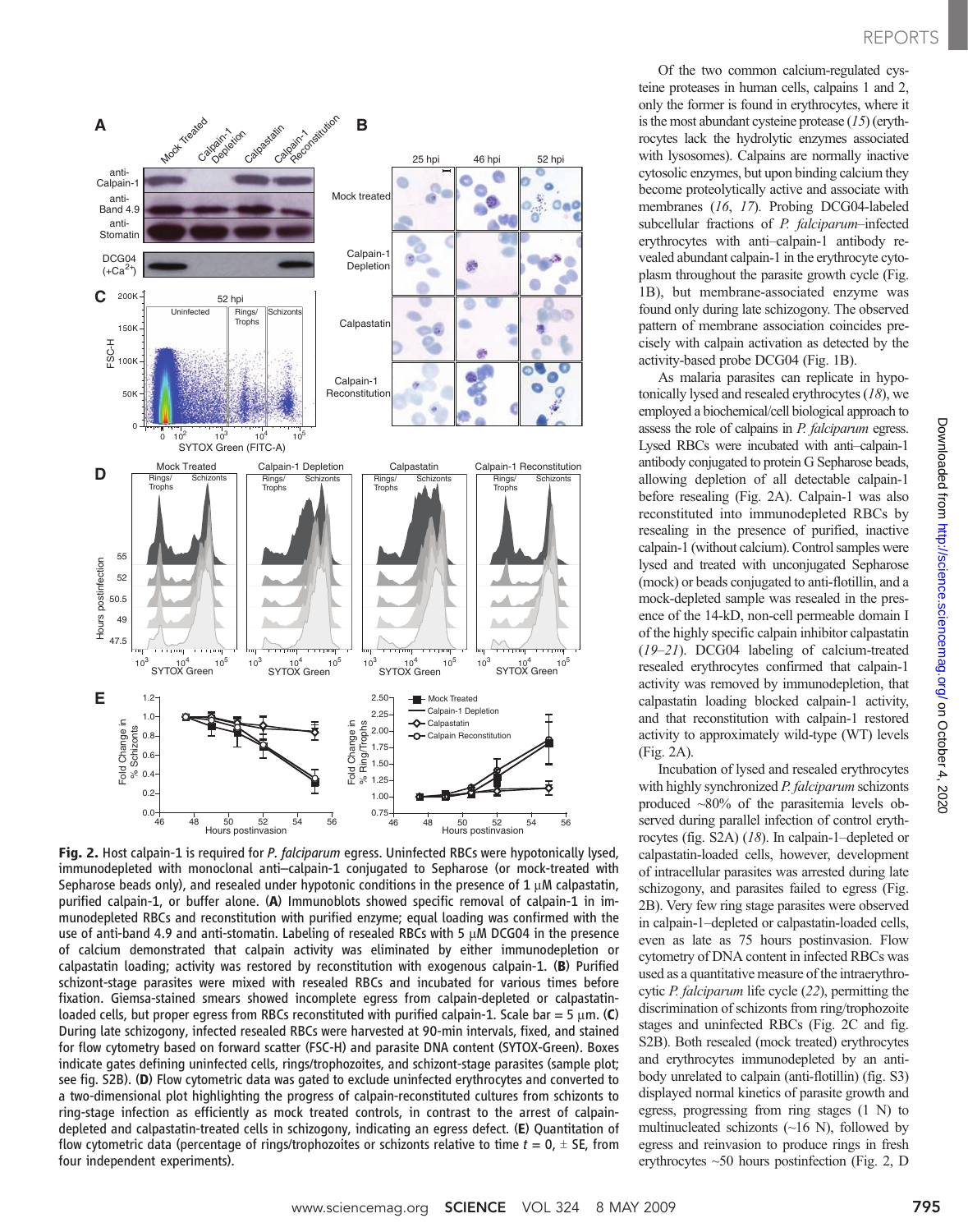A

Mock Treated

Calpain-1 Depletion

Calpastatin

Calpain-1 Reconstitution

anti-Calpain-1

anti-Band 4.9

anti-Stomatin

DCG04 (+Ca$^{2+}$)

B

25 hpi

46 hpi

52 hpi

Mock treated

Calpain-1 Depletion

Calpastatin

Calpain-1 Reconstitution

C

52 hpi

200K

150K

100K

50K

0

FSC-H

Uninfected

Rings/ Trophs

Schizonts

0 $10^2$ $10^3$ $10^4$ $10^5$

SYTOX Green (FITC-A)

D

Mock Treated

Calpain-1 Depletion

Calpastatin

Calpain-1 Reconstitution

Rings/ Trophs

Schizonts

Hours postinfection

55

52

50.5

49

47.5

$10^3$ $10^4$ $10^5$

SYTOX Green

E

Fold Change in % Schizonts

1.2

1.0

0.8

0.6

0.4

0.2

0.0

46 48 50 52 54 56

Hours postinvasion

Fold Change in % Ring/Trophs

2.50

2.25

2.00

1.75

1.50

1.25

1.00

0.75

46 48 50 52 54 56

Hours postinvasion

Mock Treated

Calpain-1 Depletion

Calpastatin

Calpain Reconstitution

**Fig. 2.** Host calpain-1 is required for *P. falciparum* egress. Uninfected RBCs were hypotonically lysed, immunodepleted with monoclonal anti–calpain-1 conjugated to Sepharose (or mock-treated with Sepharose beads only), and resealed under hypotonic conditions in the presence of 1 μM calpastatin, purified calpain-1, or buffer alone. (**A**) Immunoblots showed specific removal of calpain-1 in immunodepleted RBCs and reconstitution with purified enzyme; equal loading was confirmed with the use of anti-band 4.9 and anti-stomatin. Labeling of resealed RBCs with 5 μM DCG04 in the presence of calcium demonstrated that calpain activity was eliminated by either immunodepletion or calpastatin loading; activity was restored by reconstitution with exogenous calpain-1. (**B**) Purified schizont-stage parasites were mixed with resealed RBCs and incubated for various times before fixation. Giemsa-stained smears showed incomplete egress from calpain-depleted or calpastatin-loaded cells, but proper egress from RBCs reconstituted with purified calpain-1. Scale bar = 5 μm. (**C**) During late schizogony, infected resealed RBCs were harvested at 90-min intervals, fixed, and stained for flow cytometry based on forward scatter (FSC-H) and parasite DNA content (SYTOX-Green). Boxes indicate gates defining uninfected cells, rings/trophozoites, and schizont-stage parasites (sample plot; see fig. S2B). (**D**) Flow cytometric data was gated to exclude uninfected erythrocytes and converted to a two-dimensional plot highlighting the progress of calpain-reconstituted cultures from schizonts to ring-stage infection as efficiently as mock treated controls, in contrast to the arrest of calpain-depleted and calpastatin-treated cells in schizogony, indicating an egress defect. (**E**) Quantitation of flow cytometric data (percentage of rings/trophozoites or schizonts relative to time $t = 0$, ± SE, from four independent experiments).

Of the two common calcium-regulated cysteine proteases in human cells, calpains 1 and 2, only the former is found in erythrocytes, where it is the most abundant cysteine protease (*15*) (erythrocytes lack the hydrolytic enzymes associated with lysosomes). Calpains are normally inactive cytosolic enzymes, but upon binding calcium they become proteolytically active and associate with membranes (*16*, *17*). Probing DCG04-labeled subcellular fractions of *P. falciparum*–infected erythrocytes with anti–calpain-1 antibody revealed abundant calpain-1 in the erythrocyte cytoplasm throughout the parasite growth cycle (Fig. 1B), but membrane-associated enzyme was found only during late schizogony. The observed pattern of membrane association coincides precisely with calpain activation as detected by the activity-based probe DCG04 (Fig. 1B).

As malaria parasites can replicate in hypotonically lysed and resealed erythrocytes (*18*), we employed a biochemical/cell biological approach to assess the role of calpains in *P. falciparum* egress. Lysed RBCs were incubated with anti–calpain-1 antibody conjugated to protein G Sepharose beads, allowing depletion of all detectable calpain-1 before resealing (Fig. 2A). Calpain-1 was also reconstituted into immunodepleted RBCs by resealing in the presence of purified, inactive calpain-1 (without calcium). Control samples were lysed and treated with unconjugated Sepharose (mock) or beads conjugated to anti-flotillin, and a mock-depleted sample was resealed in the presence of the 14-kD, non-cell permeable domain I of the highly specific calpain inhibitor calpastatin (*19*–*21*). DCG04 labeling of calcium-treated resealed erythrocytes confirmed that calpain-1 activity was removed by immunodepletion, that calpastatin loading blocked calpain-1 activity, and that reconstitution with calpain-1 restored activity to approximately wild-type (WT) levels (Fig. 2A).

Incubation of lysed and resealed erythrocytes with highly synchronized *P. falciparum* schizonts produced ~80% of the parasitemia levels observed during parallel infection of control erythrocytes (fig. S2A) (*18*). In calpain-1–depleted or calpastatin-loaded cells, however, development of intracellular parasites was arrested during late schizogony, and parasites failed to egress (Fig. 2B). Very few ring stage parasites were observed in calpain-1–depleted or calpastatin-loaded cells, even as late as 75 hours postinvasion. Flow cytometry of DNA content in infected RBCs was used as a quantitative measure of the intraerythrocytic *P. falciparum* life cycle (*22*), permitting the discrimination of schizonts from ring/trophozoite stages and uninfected RBCs (Fig. 2C and fig. S2B). Both resealed (mock treated) erythrocytes and erythrocytes immunodepleted by an antibody unrelated to calpain (anti-flotillin) (fig. S3) displayed normal kinetics of parasite growth and egress, progressing from ring stages (1 N) to multinucleated schizonts (~16 N), followed by egress and reinvasion to produce rings in fresh erythrocytes ~50 hours postinfection (Fig. 2, D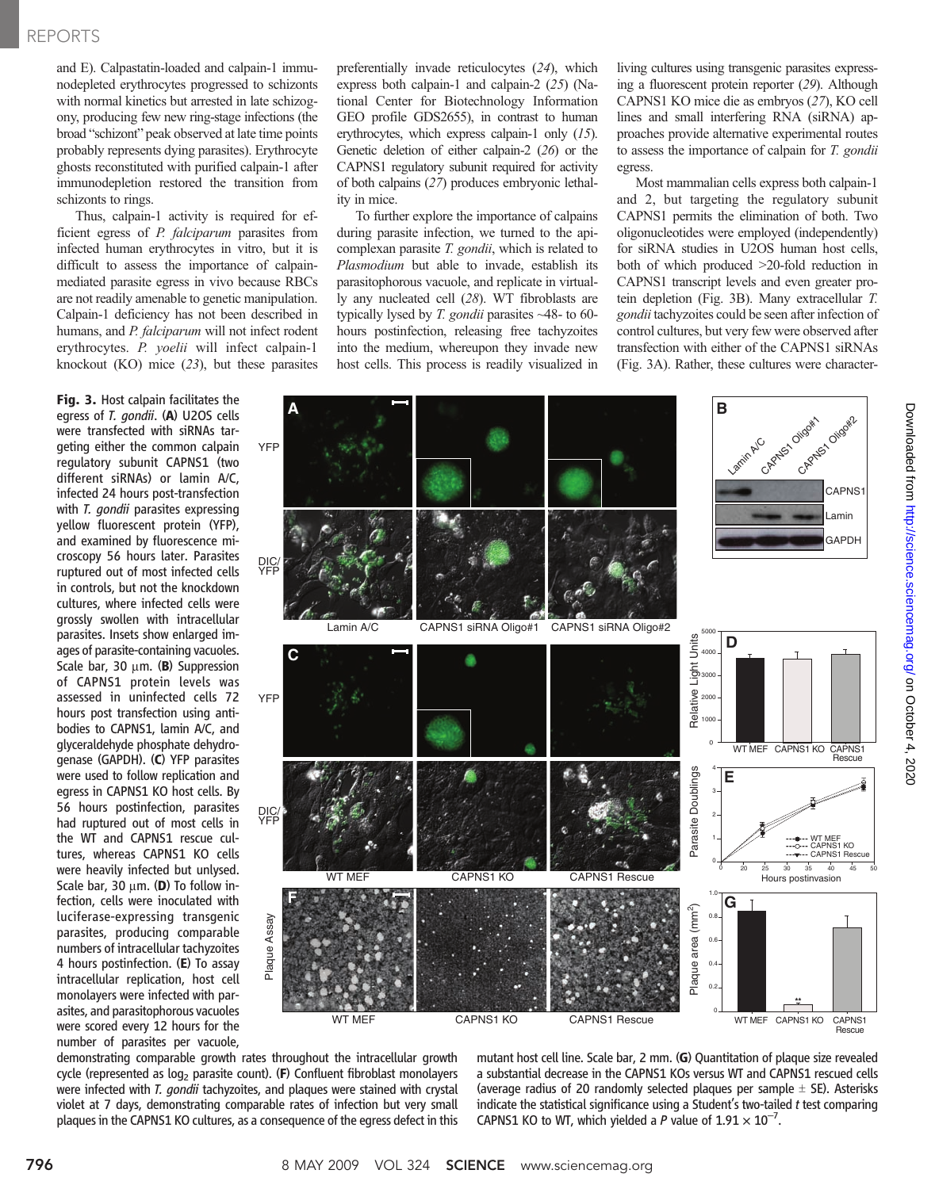and E). Calpastatin-loaded and calpain-1 immunodepleted erythrocytes progressed to schizonts with normal kinetics but arrested in late schizogony, producing few new ring-stage infections (the broad "schizont" peak observed at late time points probably represents dying parasites). Erythrocyte ghosts reconstituted with purified calpain-1 after immunodepletion restored the transition from schizonts to rings.

Thus, calpain-1 activity is required for efficient egress of *P. falciparum* parasites from infected human erythrocytes in vitro, but it is difficult to assess the importance of calpain-mediated parasite egress in vivo because RBCs are not readily amenable to genetic manipulation. Calpain-1 deficiency has not been described in humans, and *P. falciparum* will not infect rodent erythrocytes. *P. yoelii* will infect calpain-1 knockout (KO) mice (*23*), but these parasites preferentially invade reticulocytes (*24*), which express both calpain-1 and calpain-2 (*25*) (National Center for Biotechnology Information GEO profile GDS2655), in contrast to human erythrocytes, which express calpain-1 only (*15*). Genetic deletion of either calpain-2 (*26*) or the CAPNS1 regulatory subunit required for activity of both calpains (*27*) produces embryonic lethality in mice.

To further explore the importance of calpains during parasite infection, we turned to the apicomplexan parasite *T. gondii*, which is related to *Plasmodium* but able to invade, establish its parasitophorous vacuole, and replicate in virtually any nucleated cell (*28*). WT fibroblasts are typically lysed by *T. gondii* parasites ~48- to 60-hours postinfection, releasing free tachyzoites into the medium, whereupon they invade new host cells. This process is readily visualized in living cultures using transgenic parasites expressing a fluorescent protein reporter (*29*). Although CAPNS1 KO mice die as embryos (*27*), KO cell lines and small interfering RNA (siRNA) approaches provide alternative experimental routes to assess the importance of calpain for *T. gondii* egress.

Most mammalian cells express both calpain-1 and 2, but targeting the regulatory subunit CAPNS1 permits the elimination of both. Two oligonucleotides were employed (independently) for siRNA studies in U2OS human host cells, both of which produced >20-fold reduction in CAPNS1 transcript levels and even greater protein depletion (Fig. 3B). Many extracellular *T. gondii* tachyzoites could be seen after infection of control cultures, but very few were observed after transfection with either of the CAPNS1 siRNAs (Fig. 3A). Rather, these cultures were character-

A
YFP
DIC/YFP
Lamin A/C
CAPNS1 siRNA Oligo#1
CAPNS1 siRNA Oligo#2

B
Lamin A/C
CAPNS1 Oligo#1
CAPNS1 Oligo#2
CAPNS1
Lamin
GAPDH

C
YFP
DIC/YFP
WT MEF
CAPNS1 KO
CAPNS1 Rescue

D
Relative Light Units
5000
4000
3000
2000
1000
0
WT MEF
CAPNS1 KO
CAPNS1 Rescue

E
Parasite Doublings
4
3
2
1
0
0 20 25 30 35 40 45 50
Hours postinvasion
WT MEF
CAPNS1 KO
CAPNS1 Rescue

F
Plaque Assay
WT MEF
CAPNS1 KO
CAPNS1 Rescue

G
Plaque area (mm²)
1.0
0.8
0.6
0.4
0.2
0
**
WT MEF
CAPNS1 KO
CAPNS1 Rescue

**Fig. 3.** Host calpain facilitates the egress of *T. gondii*. (**A**) U2OS cells were transfected with siRNAs targeting either the common calpain regulatory subunit CAPNS1 (two different siRNAs) or lamin A/C, infected 24 hours post-transfection with *T. gondii* parasites expressing yellow fluorescent protein (YFP), and examined by fluorescence microscopy 56 hours later. Parasites ruptured out of most infected cells in controls, but not the knockdown cultures, where infected cells were grossly swollen with intracellular parasites. Insets show enlarged images of parasite-containing vacuoles. Scale bar, 30 μm. (**B**) Suppression of CAPNS1 protein levels was assessed in uninfected cells 72 hours post transfection using antibodies to CAPNS1, lamin A/C, and glyceraldehyde phosphate dehydrogenase (GAPDH). (**C**) YFP parasites were used to follow replication and egress in CAPNS1 KO host cells. By 56 hours postinfection, parasites had ruptured out of most cells in the WT and CAPNS1 rescue cultures, whereas CAPNS1 KO cells were heavily infected but unlysed. Scale bar, 30 μm. (**D**) To follow infection, cells were inoculated with luciferase-expressing transgenic parasites, producing comparable numbers of intracellular tachyzoites 4 hours postinfection. (**E**) To assay intracellular replication, host cell monolayers were infected with parasites, and parasitophorous vacuoles were scored every 12 hours for the number of parasites per vacuole, demonstrating comparable growth rates throughout the intracellular growth cycle (represented as $\log_2$ parasite count). (**F**) Confluent fibroblast monolayers were infected with *T. gondii* tachyzoites, and plaques were stained with crystal violet at 7 days, demonstrating comparable rates of infection but very small plaques in the CAPNS1 KO cultures, as a consequence of the egress defect in this mutant host cell line. Scale bar, 2 mm. (**G**) Quantitation of plaque size revealed a substantial decrease in the CAPNS1 KOs versus WT and CAPNS1 rescued cells (average radius of 20 randomly selected plaques per sample ± SE). Asterisks indicate the statistical significance using a Student's two-tailed *t* test comparing CAPNS1 KO to WT, which yielded a *P* value of $1.91 \times 10^{-7}$.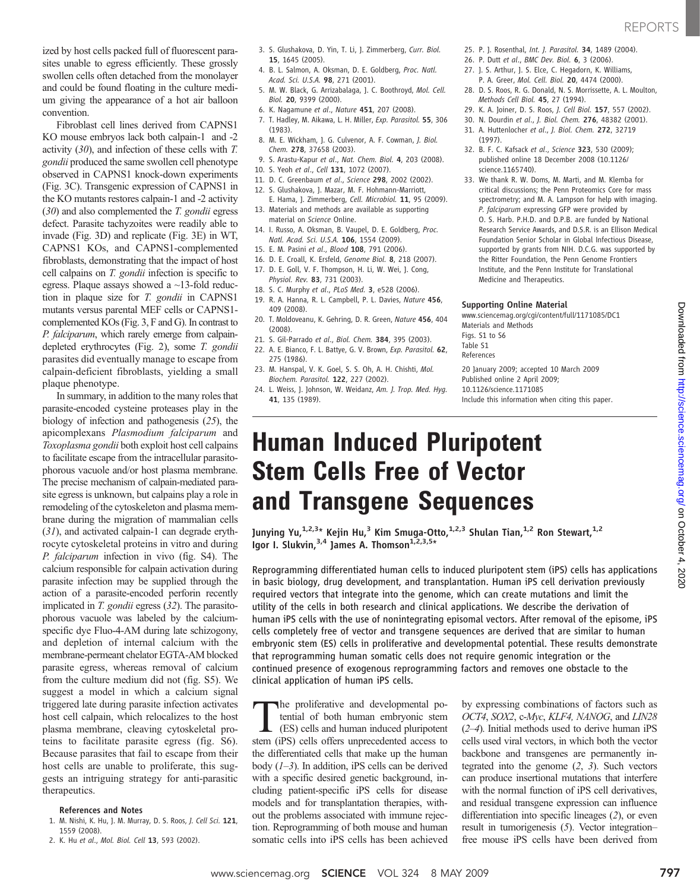ized by host cells packed full of fluorescent parasites unable to egress efficiently. These grossly swollen cells often detached from the monolayer and could be found floating in the culture medium giving the appearance of a hot air balloon convention.

Fibroblast cell lines derived from CAPNS1 KO mouse embryos lack both calpain-1 and -2 activity (*30*), and infection of these cells with *T. gondii* produced the same swollen cell phenotype observed in CAPNS1 knock-down experiments (Fig. 3C). Transgenic expression of CAPNS1 in the KO mutants restores calpain-1 and -2 activity (*30*) and also complemented the *T. gondii* egress defect. Parasite tachyzoites were readily able to invade (Fig. 3D) and replicate (Fig. 3E) in WT, CAPNS1 KOs, and CAPNS1-complemented fibroblasts, demonstrating that the impact of host cell calpains on *T. gondii* infection is specific to egress. Plaque assays showed a ~13-fold reduction in plaque size for *T. gondii* in CAPNS1 mutants versus parental MEF cells or CAPNS1-complemented KOs (Fig. 3, F and G). In contrast to *P. falciparum*, which rarely emerge from calpain-depleted erythrocytes (Fig. 2), some *T. gondii* parasites did eventually manage to escape from calpain-deficient fibroblasts, yielding a small plaque phenotype.

In summary, in addition to the many roles that parasite-encoded cysteine proteases play in the biology of infection and pathogenesis (*25*), the apicomplexans *Plasmodium falciparum* and *Toxoplasma gondii* both exploit host cell calpains to facilitate escape from the intracellular parasitophorous vacuole and/or host plasma membrane. The precise mechanism of calpain-mediated parasite egress is unknown, but calpains play a role in remodeling of the cytoskeleton and plasma membrane during the migration of mammalian cells (*31*), and activated calpain-1 can degrade erythrocyte cytoskeletal proteins in vitro and during *P. falciparum* infection in vivo (fig. S4). The calcium responsible for calpain activation during parasite infection may be supplied through the action of a parasite-encoded perforin recently implicated in *T. gondii* egress (*32*). The parasitophorous vacuole was labeled by the calcium-specific dye Fluo-4-AM during late schizogony, and depletion of internal calcium with the membrane-permeant chelator EGTA-AM blocked parasite egress, whereas removal of calcium from the culture medium did not (fig. S5). We suggest a model in which a calcium signal triggered late during parasite infection activates host cell calpain, which relocalizes to the host plasma membrane, cleaving cytoskeletal proteins to facilitate parasite egress (fig. S6). Because parasites that fail to escape from their host cells are unable to proliferate, this suggests an intriguing strategy for anti-parasitic therapeutics.

### References and Notes

1. M. Nishi, K. Hu, J. M. Murray, D. S. Roos, *J. Cell Sci.* **121**, 1559 (2008).
2. K. Hu *et al.*, *Mol. Biol. Cell* **13**, 593 (2002).
3. S. Glushakova, D. Yin, T. Li, J. Zimmerberg, *Curr. Biol.* **15**, 1645 (2005).
4. B. L. Salmon, A. Oksman, D. E. Goldberg, *Proc. Natl. Acad. Sci. U.S.A.* **98**, 271 (2001).
5. M. W. Black, G. Arrizabalaga, J. C. Boothroyd, *Mol. Cell. Biol.* **20**, 9399 (2000).
6. K. Nagamune *et al.*, *Nature* **451**, 207 (2008).
7. T. Hadley, M. Aikawa, L. H. Miller, *Exp. Parasitol.* **55**, 306 (1983).
8. M. E. Wickham, J. G. Culvenor, A. F. Cowman, *J. Biol. Chem.* **278**, 37658 (2003).
9. S. Arastu-Kapur *et al.*, *Nat. Chem. Biol.* **4**, 203 (2008).
10. S. Yeoh *et al.*, *Cell* **131**, 1072 (2007).
11. D. C. Greenbaum *et al.*, *Science* **298**, 2002 (2002).
12. S. Glushakova, J. Mazar, M. F. Hohmann-Marriott, E. Hama, J. Zimmerberg, *Cell. Microbiol.* **11**, 95 (2009).
13. Materials and methods are available as supporting material on *Science* Online.
14. I. Russo, A. Oksman, B. Vaupel, D. E. Goldberg, *Proc. Natl. Acad. Sci. U.S.A.* **106**, 1554 (2009).
15. E. M. Pasini *et al.*, *Blood* **108**, 791 (2006).
16. D. E. Croall, K. Ersfeld, *Genome Biol.* **8**, 218 (2007).
17. D. E. Goll, V. F. Thompson, H. Li, W. Wei, J. Cong, *Physiol. Rev.* **83**, 731 (2003).
18. S. C. Murphy *et al.*, *PLoS Med.* **3**, e528 (2006).
19. R. A. Hanna, R. L. Campbell, P. L. Davies, *Nature* **456**, 409 (2008).
20. T. Moldoveanu, K. Gehring, D. R. Green, *Nature* **456**, 404 (2008).
21. S. Gil-Parrado *et al.*, *Biol. Chem.* **384**, 395 (2003).
22. A. E. Bianco, F. L. Battye, G. V. Brown, *Exp. Parasitol.* **62**, 275 (1986).
23. M. Hanspal, V. K. Goel, S. S. Oh, A. H. Chishti, *Mol. Biochem. Parasitol.* **122**, 227 (2002).
24. L. Weiss, J. Johnson, W. Weidanz, *Am. J. Trop. Med. Hyg.* **41**, 135 (1989).
25. P. J. Rosenthal, *Int. J. Parasitol.* **34**, 1489 (2004).
26. P. Dutt *et al.*, *BMC Dev. Biol.* **6**, 3 (2006).
27. J. S. Arthur, J. S. Elce, C. Hegadorn, K. Williams, P. A. Greer, *Mol. Cell. Biol.* **20**, 4474 (2000).
28. D. S. Roos, R. G. Donald, N. S. Morrissette, A. L. Moulton, *Methods Cell Biol.* **45**, 27 (1994).
29. K. A. Joiner, D. S. Roos, *J. Cell Biol.* **157**, 557 (2002).
30. N. Dourdin *et al.*, *J. Biol. Chem.* **276**, 48382 (2001).
31. A. Huttenlocher *et al.*, *J. Biol. Chem.* **272**, 32719 (1997).
32. B. F. C. Kafsack *et al.*, *Science* **323**, 530 (2009); published online 18 December 2008 (10.1126/science.1165740).
33. We thank R. W. Doms, M. Marti, and M. Klemba for critical discussions; the Penn Proteomics Core for mass spectrometry; and M. A. Lampson for help with imaging. *P. falciparum* expressing GFP were provided by O. S. Harb. P.H.D. and D.P.B. are funded by National Research Service Awards, and D.S.R. is an Ellison Medical Foundation Senior Scholar in Global Infectious Disease, supported by grants from NIH. D.C.G. was supported by the Ritter Foundation, the Penn Genome Frontiers Institute, and the Penn Institute for Translational Medicine and Therapeutics.

### Supporting Online Material

www.sciencemag.org/cgi/content/full/1171085/DC1
Materials and Methods
Figs. S1 to S6
Table S1
References

20 January 2009; accepted 10 March 2009
Published online 2 April 2009;
10.1126/science.1171085
Include this information when citing this paper.

# Human Induced Pluripotent Stem Cells Free of Vector and Transgene Sequences

**Junying Yu,[1,2,3]* Kejin Hu,[3] Kim Smuga-Otto,[1,2,3] Shulan Tian,[1,2] Ron Stewart,[1,2] Igor I. Slukvin,[3,4] James A. Thomson[1,2,3,5]***

Reprogramming differentiated human cells to induced pluripotent stem (iPS) cells has applications in basic biology, drug development, and transplantation. Human iPS cell derivation previously required vectors that integrate into the genome, which can create mutations and limit the utility of the cells in both research and clinical applications. We describe the derivation of human iPS cells with the use of nonintegrating episomal vectors. After removal of the episome, iPS cells completely free of vector and transgene sequences are derived that are similar to human embryonic stem (ES) cells in proliferative and developmental potential. These results demonstrate that reprogramming human somatic cells does not require genomic integration or the continued presence of exogenous reprogramming factors and removes one obstacle to the clinical application of human iPS cells.

The proliferative and developmental potential of both human embryonic stem (ES) cells and human induced pluripotent stem (iPS) cells offers unprecedented access to the differentiated cells that make up the human body (*1–3*). In addition, iPS cells can be derived with a specific desired genetic background, including patient-specific iPS cells for disease models and for transplantation therapies, without the problems associated with immune rejection. Reprogramming of both mouse and human somatic cells into iPS cells has been achieved by expressing combinations of factors such as *OCT4*, *SOX2*, c-*Myc*, *KLF4*, *NANOG*, and *LIN28* (*2–4*). Initial methods used to derive human iPS cells used viral vectors, in which both the vector backbone and transgenes are permanently integrated into the genome (*2*, *3*). Such vectors can produce insertional mutations that interfere with the normal function of iPS cell derivatives, and residual transgene expression can influence differentiation into specific lineages (*2*), or even result in tumorigenesis (*5*). Vector integration–free mouse iPS cells have been derived from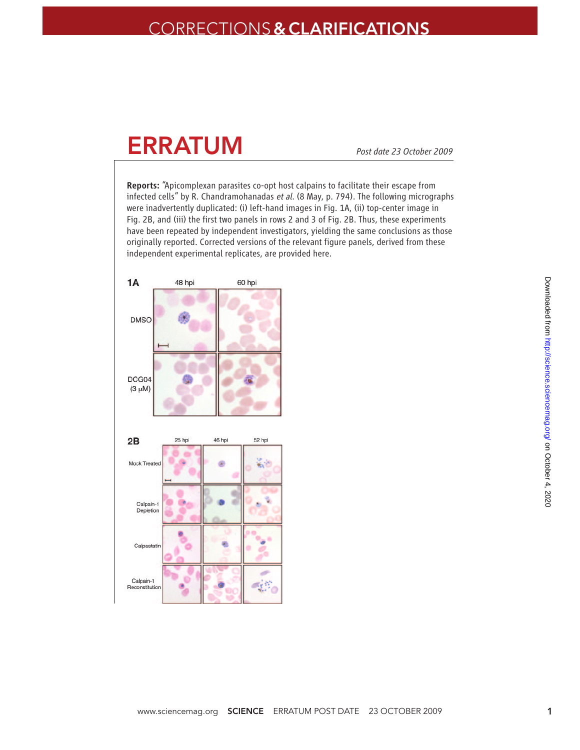# CORRECTIONS & CLARIFICATIONS

## ERRATUM

*Post date 23 October 2009*

**Reports:** "Apicomplexan parasites co-opt host calpains to facilitate their escape from infected cells" by R. Chandramohanadas *et al.* (8 May, p. 794). The following micrographs were inadvertently duplicated: (i) left-hand images in Fig. 1A, (ii) top-center image in Fig. 2B, and (iii) the first two panels in rows 2 and 3 of Fig. 2B. Thus, these experiments have been repeated by independent investigators, yielding the same conclusions as those originally reported. Corrected versions of the relevant figure panels, derived from these independent experimental replicates, are provided here.

1A
48 hpi
60 hpi
DMSO
DCG04 (3 μM)

2B
25 hpi
46 hpi
52 hpi
Mock Treated
Calpain-1 Depletion
Calpastatin
Calpain-1 Reconstitution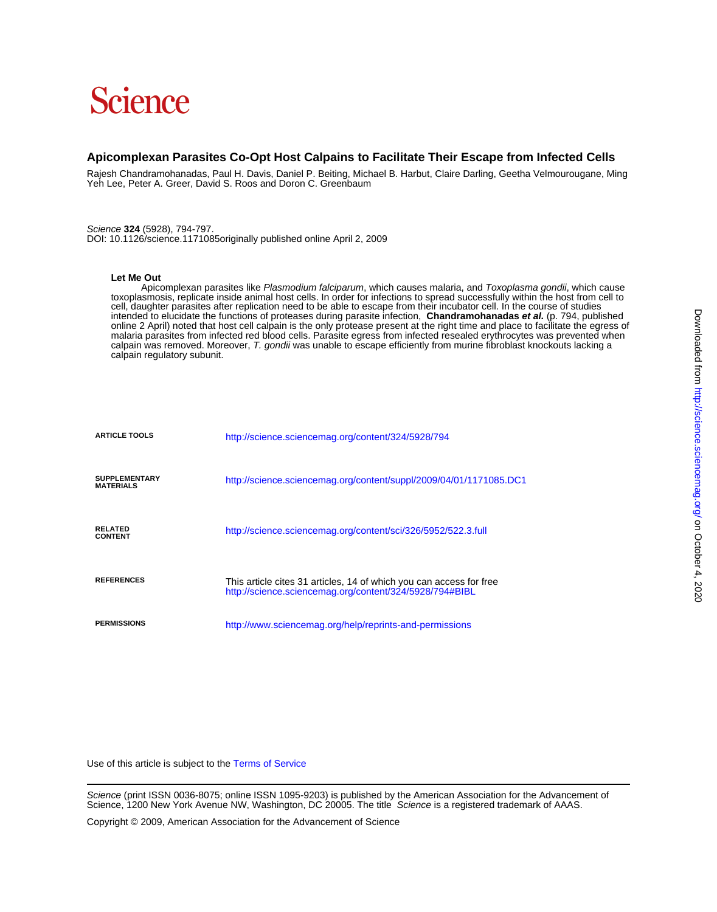# Science

## Apicomplexan Parasites Co-Opt Host Calpains to Facilitate Their Escape from Infected Cells

Rajesh Chandramohanadas, Paul H. Davis, Daniel P. Beiting, Michael B. Harbut, Claire Darling, Geetha Velmourougane, Ming Yeh Lee, Peter A. Greer, David S. Roos and Doron C. Greenbaum

*Science* **324** (5928), 794-797.
DOI: 10.1126/science.1171085originally published online April 2, 2009

**Let Me Out**

Apicomplexan parasites like *Plasmodium falciparum*, which causes malaria, and *Toxoplasma gondii*, which cause toxoplasmosis, replicate inside animal host cells. In order for infections to spread successfully within the host from cell to cell, daughter parasites after replication need to be able to escape from their incubator cell. In the course of studies intended to elucidate the functions of proteases during parasite infection, **Chandramohanadas *et al.*** (p. 794, published online 2 April) noted that host cell calpain is the only protease present at the right time and place to facilitate the egress of malaria parasites from infected red blood cells. Parasite egress from infected resealed erythrocytes was prevented when calpain was removed. Moreover, *T. gondii* was unable to escape efficiently from murine fibroblast knockouts lacking a calpain regulatory subunit.

| | |
|---|---|
| **ARTICLE TOOLS** | http://science.sciencemag.org/content/324/5928/794 |
| **SUPPLEMENTARY MATERIALS** | http://science.sciencemag.org/content/suppl/2009/04/01/1171085.DC1 |
| **RELATED CONTENT** | http://science.sciencemag.org/content/sci/326/5952/522.3.full |
| **REFERENCES** | This article cites 31 articles, 14 of which you can access for free http://science.sciencemag.org/content/324/5928/794#BIBL |
| **PERMISSIONS** | http://www.sciencemag.org/help/reprints-and-permissions |

Use of this article is subject to the Terms of Service

*Science* (print ISSN 0036-8075; online ISSN 1095-9203) is published by the American Association for the Advancement of Science, 1200 New York Avenue NW, Washington, DC 20005. The title *Science* is a registered trademark of AAAS.

Copyright © 2009, American Association for the Advancement of Science